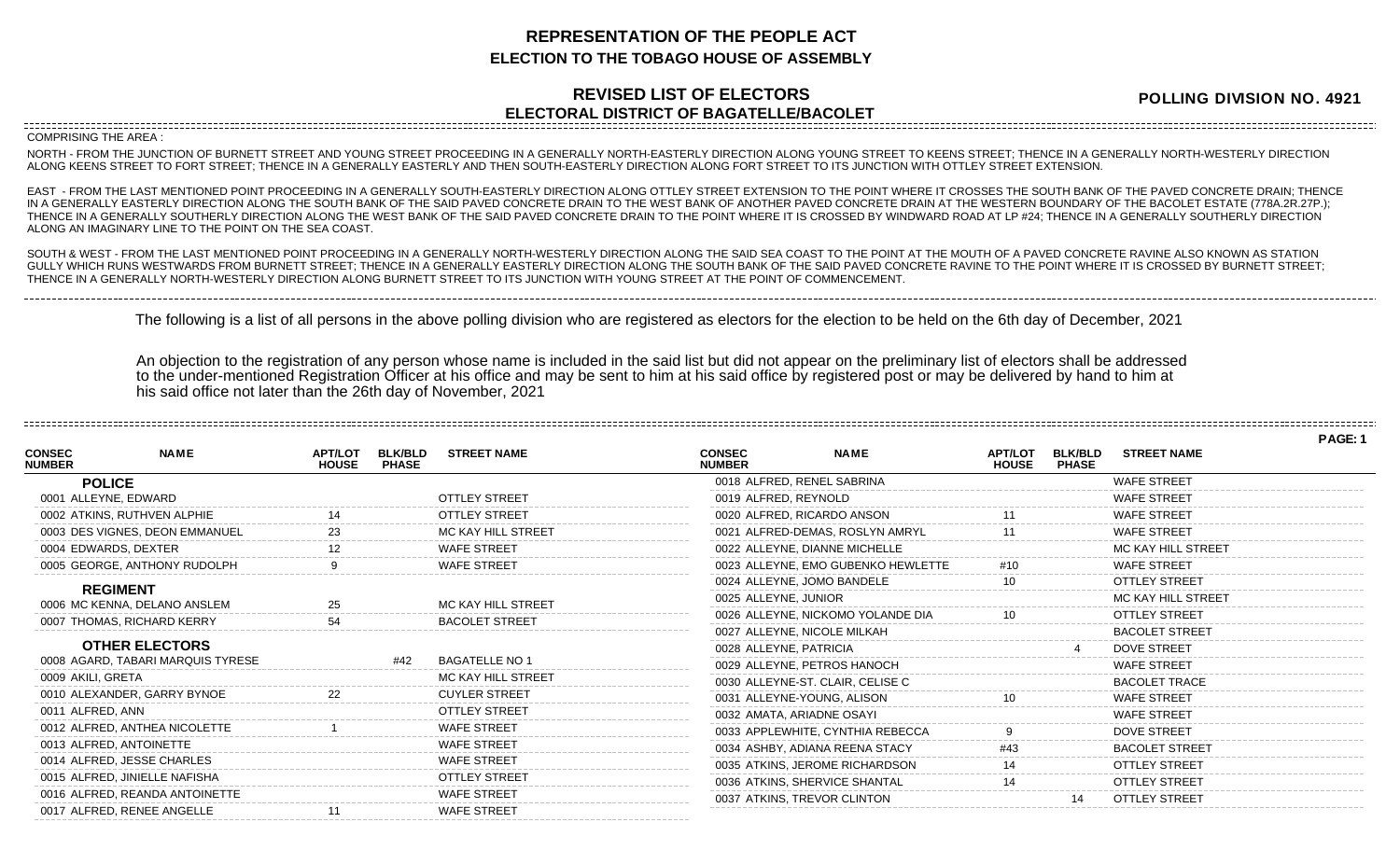# REPRESENTATION OF THE PEOPLE ACT
## ELECTION TO THE TOBAGO HOUSE OF ASSEMBLY

## REVISED LIST OF ELECTORS
## ELECTORAL DISTRICT OF BAGATELLE/BACOLET

**POLLING DIVISION NO. 4921**

COMPRISING THE AREA :

NORTH - FROM THE JUNCTION OF BURNETT STREET AND YOUNG STREET PROCEEDING IN A GENERALLY NORTH-EASTERLY DIRECTION ALONG YOUNG STREET TO KEENS STREET; THENCE IN A GENERALLY NORTH-WESTERLY DIRECTION ALONG KEENS STREET TO FORT STREET; THENCE IN A GENERALLY EASTERLY AND THEN SOUTH-EASTERLY DIRECTION ALONG FORT STREET TO ITS JUNCTION WITH OTTLEY STREET EXTENSION.

EAST - FROM THE LAST MENTIONED POINT PROCEEDING IN A GENERALLY SOUTH-EASTERLY DIRECTION ALONG OTTLEY STREET EXTENSION TO THE POINT WHERE IT CROSSES THE SOUTH BANK OF THE PAVED CONCRETE DRAIN; THENCE IN A GENERALLY EASTERLY DIRECTION ALONG THE SOUTH BANK OF THE SAID PAVED CONCRETE DRAIN TO THE WEST BANK OF ANOTHER PAVED CONCRETE DRAIN AT THE WESTERN BOUNDARY OF THE BACOLET ESTATE (778A.2R.27P.); THENCE IN A GENERALLY SOUTHERLY DIRECTION ALONG THE WEST BANK OF THE SAID PAVED CONCRETE DRAIN TO THE POINT WHERE IT IS CROSSED BY WINDWARD ROAD AT LP #24; THENCE IN A GENERALLY SOUTHERLY DIRECTION ALONG AN IMAGINARY LINE TO THE POINT ON THE SEA COAST.

SOUTH & WEST - FROM THE LAST MENTIONED POINT PROCEEDING IN A GENERALLY NORTH-WESTERLY DIRECTION ALONG THE SAID SEA COAST TO THE POINT AT THE MOUTH OF A PAVED CONCRETE RAVINE ALSO KNOWN AS STATION GULLY WHICH RUNS WESTWARDS FROM BURNETT STREET; THENCE IN A GENERALLY EASTERLY DIRECTION ALONG THE SOUTH BANK OF THE SAID PAVED CONCRETE RAVINE TO THE POINT WHERE IT IS CROSSED BY BURNETT STREET; THENCE IN A GENERALLY NORTH-WESTERLY DIRECTION ALONG BURNETT STREET TO ITS JUNCTION WITH YOUNG STREET AT THE POINT OF COMMENCEMENT.

The following is a list of all persons in the above polling division who are registered as electors for the election to be held on the 6th day of December, 2021

An objection to the registration of any person whose name is included in the said list but did not appear on the preliminary list of electors shall be addressed to the under-mentioned Registration Officer at his office and may be sent to him at his said office by registered post or may be delivered by hand to him at his said office not later than the 26th day of November, 2021

| CONSEC NUMBER | NAME | APT/LOT HOUSE | BLK/BLD PHASE | STREET NAME |
|---|---|---|---|---|
| | **POLICE** | | | |
| 0001 | ALLEYNE, EDWARD | | | OTTLEY STREET |
| 0002 | ATKINS, RUTHVEN ALPHIE | 14 | | OTTLEY STREET |
| 0003 | DES VIGNES, DEON EMMANUEL | 23 | | MC KAY HILL STREET |
| 0004 | EDWARDS, DEXTER | 12 | | WAFE STREET |
| 0005 | GEORGE, ANTHONY RUDOLPH | 9 | | WAFE STREET |
| | **REGIMENT** | | | |
| 0006 | MC KENNA, DELANO ANSLEM | 25 | | MC KAY HILL STREET |
| 0007 | THOMAS, RICHARD KERRY | 54 | | BACOLET STREET |
| | **OTHER ELECTORS** | | | |
| 0008 | AGARD, TABARI MARQUIS TYRESE | | #42 | BAGATELLE NO 1 |
| 0009 | AKILI, GRETA | | | MC KAY HILL STREET |
| 0010 | ALEXANDER, GARRY BYNOE | 22 | | CUYLER STREET |
| 0011 | ALFRED, ANN | | | OTTLEY STREET |
| 0012 | ALFRED, ANTHEA NICOLETTE | 1 | | WAFE STREET |
| 0013 | ALFRED, ANTOINETTE | | | WAFE STREET |
| 0014 | ALFRED, JESSE CHARLES | | | WAFE STREET |
| 0015 | ALFRED, JINIELLE NAFISHA | | | OTTLEY STREET |
| 0016 | ALFRED, REANDA ANTOINETTE | | | WAFE STREET |
| 0017 | ALFRED, RENEE ANGELLE | 11 | | WAFE STREET |
| 0018 | ALFRED, RENEL SABRINA | | | WAFE STREET |
| 0019 | ALFRED, REYNOLD | | | WAFE STREET |
| 0020 | ALFRED, RICARDO ANSON | 11 | | WAFE STREET |
| 0021 | ALFRED-DEMAS, ROSLYN AMRYL | 11 | | WAFE STREET |
| 0022 | ALLEYNE, DIANNE MICHELLE | | | MC KAY HILL STREET |
| 0023 | ALLEYNE, EMO GUBENKO HEWLETTE | #10 | | WAFE STREET |
| 0024 | ALLEYNE, JOMO BANDELE | 10 | | OTTLEY STREET |
| 0025 | ALLEYNE, JUNIOR | | | MC KAY HILL STREET |
| 0026 | ALLEYNE, NICKOMO YOLANDE DIA | 10 | | OTTLEY STREET |
| 0027 | ALLEYNE, NICOLE MILKAH | | | BACOLET STREET |
| 0028 | ALLEYNE, PATRICIA | | 4 | DOVE STREET |
| 0029 | ALLEYNE, PETROS HANOCH | | | WAFE STREET |
| 0030 | ALLEYNE-ST. CLAIR, CELISE C | | | BACOLET TRACE |
| 0031 | ALLEYNE-YOUNG, ALISON | 10 | | WAFE STREET |
| 0032 | AMATA, ARIADNE OSAYI | | | WAFE STREET |
| 0033 | APPLEWHITE, CYNTHIA REBECCA | 9 | | DOVE STREET |
| 0034 | ASHBY, ADIANA REENA STACY | #43 | | BACOLET STREET |
| 0035 | ATKINS, JEROME RICHARDSON | 14 | | OTTLEY STREET |
| 0036 | ATKINS, SHERVICE SHANTAL | 14 | | OTTLEY STREET |
| 0037 | ATKINS, TREVOR CLINTON | | 14 | OTTLEY STREET |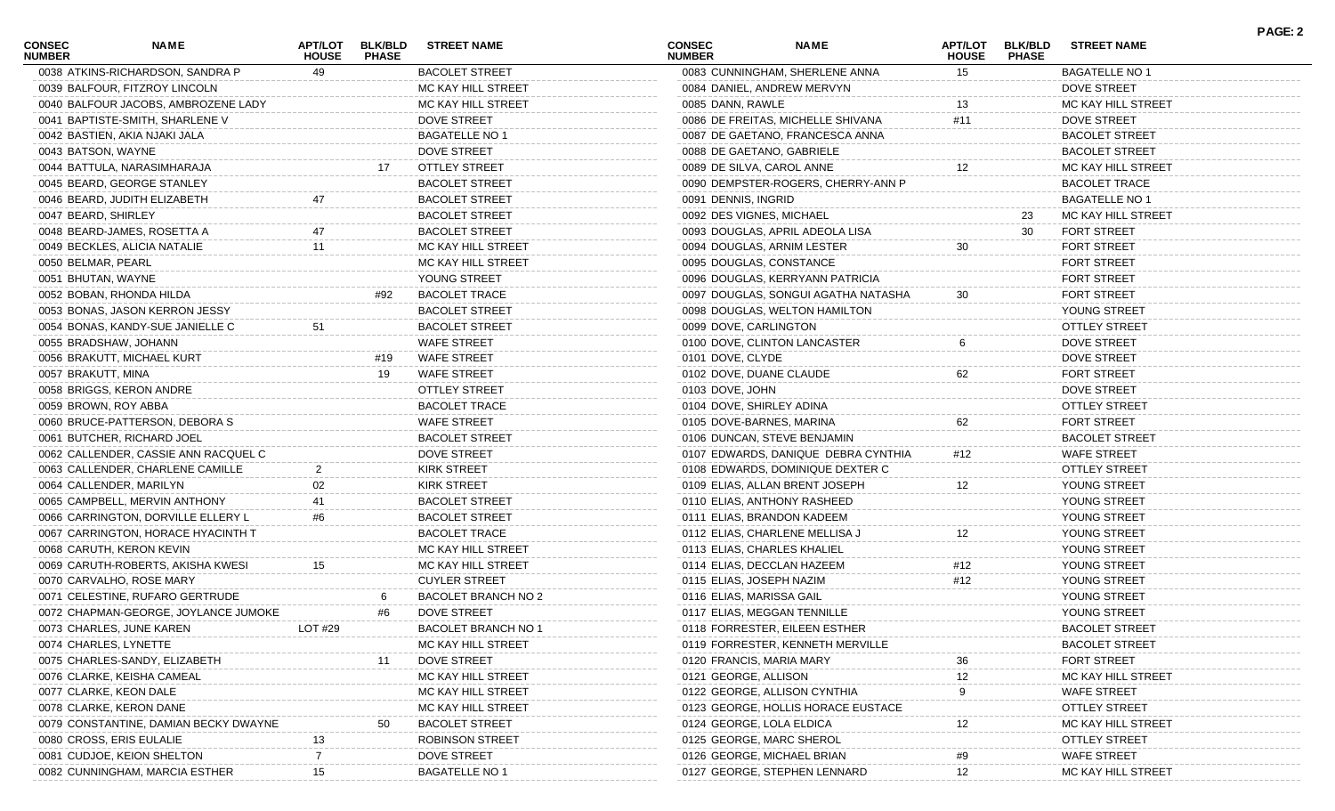| CONSEC NUMBER | NAME | APT/LOT HOUSE | BLK/BLD PHASE | STREET NAME |
|---|---|---|---|---|
| 0038 | ATKINS-RICHARDSON, SANDRA P | 49 | | BACOLET STREET |
| 0039 | BALFOUR, FITZROY LINCOLN | | | MC KAY HILL STREET |
| 0040 | BALFOUR JACOBS, AMBROZENE LADY | | | MC KAY HILL STREET |
| 0041 | BAPTISTE-SMITH, SHARLENE V | | | DOVE STREET |
| 0042 | BASTIEN, AKIA NJAKI JALA | | | BAGATELLE NO 1 |
| 0043 | BATSON, WAYNE | | | DOVE STREET |
| 0044 | BATTULA, NARASIMHARAJA | | 17 | OTTLEY STREET |
| 0045 | BEARD, GEORGE STANLEY | | | BACOLET STREET |
| 0046 | BEARD, JUDITH ELIZABETH | 47 | | BACOLET STREET |
| 0047 | BEARD, SHIRLEY | | | BACOLET STREET |
| 0048 | BEARD-JAMES, ROSETTA A | 47 | | BACOLET STREET |
| 0049 | BECKLES, ALICIA NATALIE | 11 | | MC KAY HILL STREET |
| 0050 | BELMAR, PEARL | | | MC KAY HILL STREET |
| 0051 | BHUTAN, WAYNE | | | YOUNG STREET |
| 0052 | BOBAN, RHONDA HILDA | | #92 | BACOLET TRACE |
| 0053 | BONAS, JASON KERRON JESSY | | | BACOLET STREET |
| 0054 | BONAS, KANDY-SUE JANIELLE C | 51 | | BACOLET STREET |
| 0055 | BRADSHAW, JOHANN | | | WAFE STREET |
| 0056 | BRAKUTT, MICHAEL KURT | | #19 | WAFE STREET |
| 0057 | BRAKUTT, MINA | | 19 | WAFE STREET |
| 0058 | BRIGGS, KERON ANDRE | | | OTTLEY STREET |
| 0059 | BROWN, ROY ABBA | | | BACOLET TRACE |
| 0060 | BRUCE-PATTERSON, DEBORA S | | | WAFE STREET |
| 0061 | BUTCHER, RICHARD JOEL | | | BACOLET STREET |
| 0062 | CALLENDER, CASSIE ANN RACQUEL C | | | DOVE STREET |
| 0063 | CALLENDER, CHARLENE CAMILLE | 2 | | KIRK STREET |
| 0064 | CALLENDER, MARILYN | 02 | | KIRK STREET |
| 0065 | CAMPBELL, MERVIN ANTHONY | 41 | | BACOLET STREET |
| 0066 | CARRINGTON, DORVILLE ELLERY L | #6 | | BACOLET STREET |
| 0067 | CARRINGTON, HORACE HYACINTH T | | | BACOLET TRACE |
| 0068 | CARUTH, KERON KEVIN | | | MC KAY HILL STREET |
| 0069 | CARUTH-ROBERTS, AKISHA KWESI | 15 | | MC KAY HILL STREET |
| 0070 | CARVALHO, ROSE MARY | | | CUYLER STREET |
| 0071 | CELESTINE, RUFARO GERTRUDE | | 6 | BACOLET BRANCH NO 2 |
| 0072 | CHAPMAN-GEORGE, JOYLANCE JUMOKE | | #6 | DOVE STREET |
| 0073 | CHARLES, JUNE KAREN | LOT #29 | | BACOLET BRANCH NO 1 |
| 0074 | CHARLES, LYNETTE | | | MC KAY HILL STREET |
| 0075 | CHARLES-SANDY, ELIZABETH | | 11 | DOVE STREET |
| 0076 | CLARKE, KEISHA CAMEAL | | | MC KAY HILL STREET |
| 0077 | CLARKE, KEON DALE | | | MC KAY HILL STREET |
| 0078 | CLARKE, KERON DANE | | | MC KAY HILL STREET |
| 0079 | CONSTANTINE, DAMIAN BECKY DWAYNE | | 50 | BACOLET STREET |
| 0080 | CROSS, ERIS EULALIE | 13 | | ROBINSON STREET |
| 0081 | CUDJOE, KEION SHELTON | 7 | | DOVE STREET |
| 0082 | CUNNINGHAM, MARCIA ESTHER | 15 | | BAGATELLE NO 1 |
| 0083 | CUNNINGHAM, SHERLENE ANNA | 15 | | BAGATELLE NO 1 |
| 0084 | DANIEL, ANDREW MERVYN | | | DOVE STREET |
| 0085 | DANN, RAWLE | 13 | | MC KAY HILL STREET |
| 0086 | DE FREITAS, MICHELLE SHIVANA | #11 | | DOVE STREET |
| 0087 | DE GAETANO, FRANCESCA ANNA | | | BACOLET STREET |
| 0088 | DE GAETANO, GABRIELE | | | BACOLET STREET |
| 0089 | DE SILVA, CAROL ANNE | 12 | | MC KAY HILL STREET |
| 0090 | DEMPSTER-ROGERS, CHERRY-ANN P | | | BACOLET TRACE |
| 0091 | DENNIS, INGRID | | | BAGATELLE NO 1 |
| 0092 | DES VIGNES, MICHAEL | | 23 | MC KAY HILL STREET |
| 0093 | DOUGLAS, APRIL ADEOLA LISA | | 30 | FORT STREET |
| 0094 | DOUGLAS, ARNIM LESTER | 30 | | FORT STREET |
| 0095 | DOUGLAS, CONSTANCE | | | FORT STREET |
| 0096 | DOUGLAS, KERRYANN PATRICIA | | | FORT STREET |
| 0097 | DOUGLAS, SONGUI AGATHA NATASHA | 30 | | FORT STREET |
| 0098 | DOUGLAS, WELTON HAMILTON | | | YOUNG STREET |
| 0099 | DOVE, CARLINGTON | | | OTTLEY STREET |
| 0100 | DOVE, CLINTON LANCASTER | 6 | | DOVE STREET |
| 0101 | DOVE, CLYDE | | | DOVE STREET |
| 0102 | DOVE, DUANE CLAUDE | 62 | | FORT STREET |
| 0103 | DOVE, JOHN | | | DOVE STREET |
| 0104 | DOVE, SHIRLEY ADINA | | | OTTLEY STREET |
| 0105 | DOVE-BARNES, MARINA | 62 | | FORT STREET |
| 0106 | DUNCAN, STEVE BENJAMIN | | | BACOLET STREET |
| 0107 | EDWARDS, DANIQUE DEBRA CYNTHIA | #12 | | WAFE STREET |
| 0108 | EDWARDS, DOMINIQUE DEXTER C | | | OTTLEY STREET |
| 0109 | ELIAS, ALLAN BRENT JOSEPH | 12 | | YOUNG STREET |
| 0110 | ELIAS, ANTHONY RASHEED | | | YOUNG STREET |
| 0111 | ELIAS, BRANDON KADEEM | | | YOUNG STREET |
| 0112 | ELIAS, CHARLENE MELLISA J | 12 | | YOUNG STREET |
| 0113 | ELIAS, CHARLES KHALIEL | | | YOUNG STREET |
| 0114 | ELIAS, DECCLAN HAZEEM | #12 | | YOUNG STREET |
| 0115 | ELIAS, JOSEPH NAZIM | #12 | | YOUNG STREET |
| 0116 | ELIAS, MARISSA GAIL | | | YOUNG STREET |
| 0117 | ELIAS, MEGGAN TENNILLE | | | YOUNG STREET |
| 0118 | FORRESTER, EILEEN ESTHER | | | BACOLET STREET |
| 0119 | FORRESTER, KENNETH MERVILLE | | | BACOLET STREET |
| 0120 | FRANCIS, MARIA MARY | 36 | | FORT STREET |
| 0121 | GEORGE, ALLISON | 12 | | MC KAY HILL STREET |
| 0122 | GEORGE, ALLISON CYNTHIA | 9 | | WAFE STREET |
| 0123 | GEORGE, HOLLIS HORACE EUSTACE | | | OTTLEY STREET |
| 0124 | GEORGE, LOLA ELDICA | 12 | | MC KAY HILL STREET |
| 0125 | GEORGE, MARC SHEROL | | | OTTLEY STREET |
| 0126 | GEORGE, MICHAEL BRIAN | #9 | | WAFE STREET |
| 0127 | GEORGE, STEPHEN LENNARD | 12 | | MC KAY HILL STREET |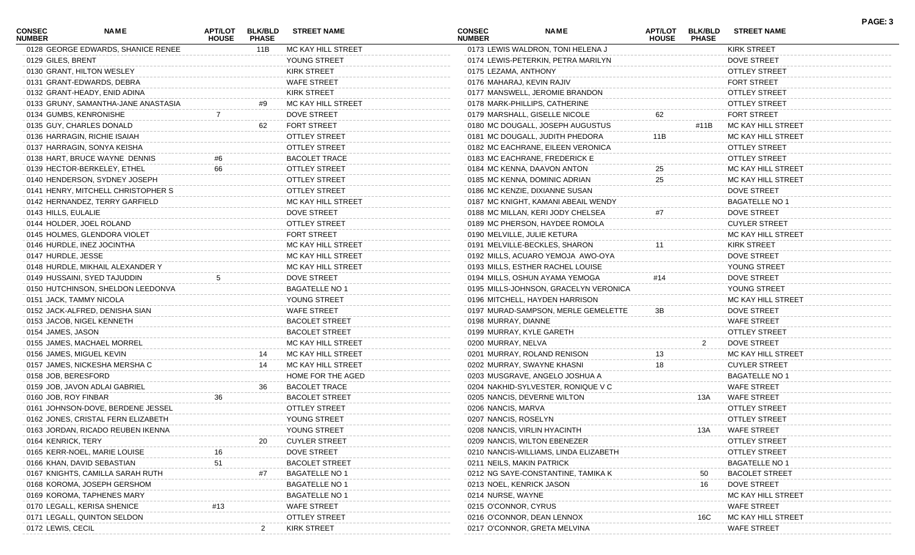| CONSEC NUMBER | NAME | APT/LOT HOUSE | BLK/BLD PHASE | STREET NAME |
|---|---|---|---|---|
| 0128 | GEORGE EDWARDS, SHANICE RENEE | | 11B | MC KAY HILL STREET |
| 0129 | GILES, BRENT | | | YOUNG STREET |
| 0130 | GRANT, HILTON WESLEY | | | KIRK STREET |
| 0131 | GRANT-EDWARDS, DEBRA | | | WAFE STREET |
| 0132 | GRANT-HEADY, ENID ADINA | | | KIRK STREET |
| 0133 | GRUNY, SAMANTHA-JANE ANASTASIA | | #9 | MC KAY HILL STREET |
| 0134 | GUMBS, KENRONISHE | 7 | | DOVE STREET |
| 0135 | GUY, CHARLES DONALD | | 62 | FORT STREET |
| 0136 | HARRAGIN, RICHIE ISAIAH | | | OTTLEY STREET |
| 0137 | HARRAGIN, SONYA KEISHA | | | OTTLEY STREET |
| 0138 | HART, BRUCE WAYNE DENNIS | #6 | | BACOLET TRACE |
| 0139 | HECTOR-BERKELEY, ETHEL | 66 | | OTTLEY STREET |
| 0140 | HENDERSON, SYDNEY JOSEPH | | | OTTLEY STREET |
| 0141 | HENRY, MITCHELL CHRISTOPHER S | | | OTTLEY STREET |
| 0142 | HERNANDEZ, TERRY GARFIELD | | | MC KAY HILL STREET |
| 0143 | HILLS, EULALIE | | | DOVE STREET |
| 0144 | HOLDER, JOEL ROLAND | | | OTTLEY STREET |
| 0145 | HOLMES, GLENDORA VIOLET | | | FORT STREET |
| 0146 | HURDLE, INEZ JOCINTHA | | | MC KAY HILL STREET |
| 0147 | HURDLE, JESSE | | | MC KAY HILL STREET |
| 0148 | HURDLE, MIKHAIL ALEXANDER Y | | | MC KAY HILL STREET |
| 0149 | HUSSAINI, SYED TAJUDDIN | 5 | | DOVE STREET |
| 0150 | HUTCHINSON, SHELDON LEEDONVA | | | BAGATELLE NO 1 |
| 0151 | JACK, TAMMY NICOLA | | | YOUNG STREET |
| 0152 | JACK-ALFRED, DENISHA SIAN | | | WAFE STREET |
| 0153 | JACOB, NIGEL KENNETH | | | BACOLET STREET |
| 0154 | JAMES, JASON | | | BACOLET STREET |
| 0155 | JAMES, MACHAEL MORREL | | | MC KAY HILL STREET |
| 0156 | JAMES, MIGUEL KEVIN | | 14 | MC KAY HILL STREET |
| 0157 | JAMES, NICKESHA MERSHA C | | 14 | MC KAY HILL STREET |
| 0158 | JOB, BERESFORD | | | HOME FOR THE AGED |
| 0159 | JOB, JAVON ADLAI GABRIEL | | 36 | BACOLET TRACE |
| 0160 | JOB, ROY FINBAR | 36 | | BACOLET STREET |
| 0161 | JOHNSON-DOVE, BERDENE JESSEL | | | OTTLEY STREET |
| 0162 | JONES, CRISTAL FERN ELIZABETH | | | YOUNG STREET |
| 0163 | JORDAN, RICADO REUBEN IKENNA | | | YOUNG STREET |
| 0164 | KENRICK, TERY | | 20 | CUYLER STREET |
| 0165 | KERR-NOEL, MARIE LOUISE | 16 | | DOVE STREET |
| 0166 | KHAN, DAVID SEBASTIAN | 51 | | BACOLET STREET |
| 0167 | KNIGHTS, CAMILLA SARAH RUTH | | #7 | BAGATELLE NO 1 |
| 0168 | KOROMA, JOSEPH GERSHOM | | | BAGATELLE NO 1 |
| 0169 | KOROMA, TAPHENES MARY | | | BAGATELLE NO 1 |
| 0170 | LEGALL, KERISA SHENICE | #13 | | WAFE STREET |
| 0171 | LEGALL, QUINTON SELDON | | | OTTLEY STREET |
| 0172 | LEWIS, CECIL | | 2 | KIRK STREET |
| 0173 | LEWIS WALDRON, TONI HELENA J | | | KIRK STREET |
| 0174 | LEWIS-PETERKIN, PETRA MARILYN | | | DOVE STREET |
| 0175 | LEZAMA, ANTHONY | | | OTTLEY STREET |
| 0176 | MAHARAJ, KEVIN RAJIV | | | FORT STREET |
| 0177 | MANSWELL, JEROMIE BRANDON | | | OTTLEY STREET |
| 0178 | MARK-PHILLIPS, CATHERINE | | | OTTLEY STREET |
| 0179 | MARSHALL, GISELLE NICOLE | 62 | | FORT STREET |
| 0180 | MC DOUGALL, JOSEPH AUGUSTUS | | #11B | MC KAY HILL STREET |
| 0181 | MC DOUGALL, JUDITH PHEDORA | 11B | | MC KAY HILL STREET |
| 0182 | MC EACHRANE, EILEEN VERONICA | | | OTTLEY STREET |
| 0183 | MC EACHRANE, FREDERICK E | | | OTTLEY STREET |
| 0184 | MC KENNA, DAAVON ANTON | 25 | | MC KAY HILL STREET |
| 0185 | MC KENNA, DOMINIC ADRIAN | 25 | | MC KAY HILL STREET |
| 0186 | MC KENZIE, DIXIANNE SUSAN | | | DOVE STREET |
| 0187 | MC KNIGHT, KAMANI ABEAIL WENDY | | | BAGATELLE NO 1 |
| 0188 | MC MILLAN, KERI JODY CHELSEA | #7 | | DOVE STREET |
| 0189 | MC PHERSON, HAYDEE ROMOLA | | | CUYLER STREET |
| 0190 | MELVILLE, JULIE KETURA | | | MC KAY HILL STREET |
| 0191 | MELVILLE-BECKLES, SHARON | 11 | | KIRK STREET |
| 0192 | MILLS, ACUARO YEMOJA AWO-OYA | | | DOVE STREET |
| 0193 | MILLS, ESTHER RACHEL LOUISE | | | YOUNG STREET |
| 0194 | MILLS, OSHUN AYAMA YEMOGA | #14 | | DOVE STREET |
| 0195 | MILLS-JOHNSON, GRACELYN VERONICA | | | YOUNG STREET |
| 0196 | MITCHELL, HAYDEN HARRISON | | | MC KAY HILL STREET |
| 0197 | MURAD-SAMPSON, MERLE GEMELETTE | 3B | | DOVE STREET |
| 0198 | MURRAY, DIANNE | | | WAFE STREET |
| 0199 | MURRAY, KYLE GARETH | | | OTTLEY STREET |
| 0200 | MURRAY, NELVA | | 2 | DOVE STREET |
| 0201 | MURRAY, ROLAND RENISON | 13 | | MC KAY HILL STREET |
| 0202 | MURRAY, SWAYNE KHASNI | 18 | | CUYLER STREET |
| 0203 | MUSGRAVE, ANGELO JOSHUA A | | | BAGATELLE NO 1 |
| 0204 | NAKHID-SYLVESTER, RONIQUE V C | | | WAFE STREET |
| 0205 | NANCIS, DEVERNE WILTON | | 13A | WAFE STREET |
| 0206 | NANCIS, MARVA | | | OTTLEY STREET |
| 0207 | NANCIS, ROSELYN | | | OTTLEY STREET |
| 0208 | NANCIS, VIRLIN HYACINTH | | 13A | WAFE STREET |
| 0209 | NANCIS, WILTON EBENEZER | | | OTTLEY STREET |
| 0210 | NANCIS-WILLIAMS, LINDA ELIZABETH | | | OTTLEY STREET |
| 0211 | NEILS, MAKIN PATRICK | | | BAGATELLE NO 1 |
| 0212 | NG SAYE-CONSTANTINE, TAMIKA K | | 50 | BACOLET STREET |
| 0213 | NOEL, KENRICK JASON | | 16 | DOVE STREET |
| 0214 | NURSE, WAYNE | | | MC KAY HILL STREET |
| 0215 | O'CONNOR, CYRUS | | | WAFE STREET |
| 0216 | O'CONNOR, DEAN LENNOX | | 16C | MC KAY HILL STREET |
| 0217 | O'CONNOR, GRETA MELVINA | | | WAFE STREET |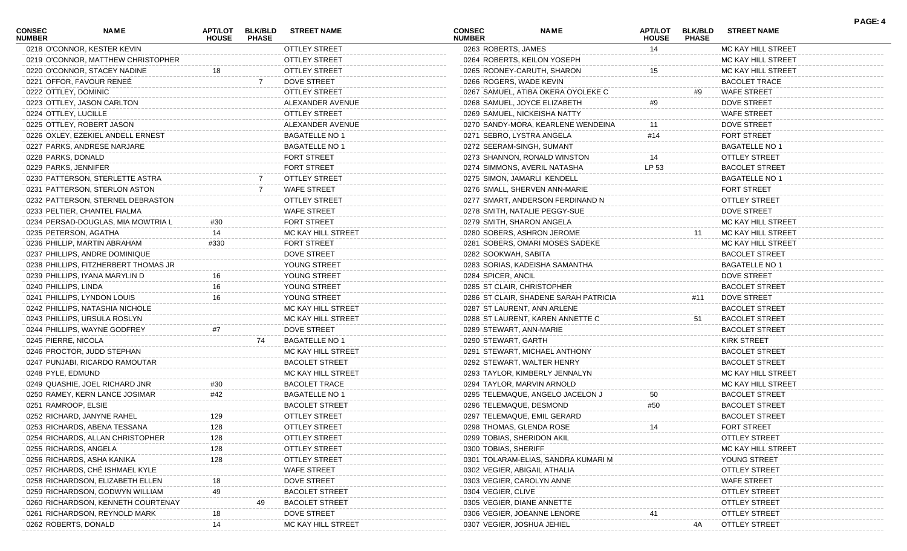| CONSEC NUMBER | NAME | APT/LOT HOUSE | BLK/BLD PHASE | STREET NAME |
|---|---|---|---|---|
| 0218 | O'CONNOR, KESTER KEVIN | | | OTTLEY STREET |
| 0219 | O'CONNOR, MATTHEW CHRISTOPHER | | | OTTLEY STREET |
| 0220 | O'CONNOR, STACEY NADINE | 18 | | OTTLEY STREET |
| 0221 | OFFOR, FAVOUR RENEÉ | | 7 | DOVE STREET |
| 0222 | OTTLEY, DOMINIC | | | OTTLEY STREET |
| 0223 | OTTLEY, JASON CARLTON | | | ALEXANDER AVENUE |
| 0224 | OTTLEY, LUCILLE | | | OTTLEY STREET |
| 0225 | OTTLEY, ROBERT JASON | | | ALEXANDER AVENUE |
| 0226 | OXLEY, EZEKIEL ANDELL ERNEST | | | BAGATELLE NO 1 |
| 0227 | PARKS, ANDRESE NARJARE | | | BAGATELLE NO 1 |
| 0228 | PARKS, DONALD | | | FORT STREET |
| 0229 | PARKS, JENNIFER | | | FORT STREET |
| 0230 | PATTERSON, STERLETTE ASTRA | | 7 | OTTLEY STREET |
| 0231 | PATTERSON, STERLON ASTON | | 7 | WAFE STREET |
| 0232 | PATTERSON, STERNEL DEBRASTON | | | OTTLEY STREET |
| 0233 | PELTIER, CHANTEL FIALMA | | | WAFE STREET |
| 0234 | PERSAD-DOUGLAS, MIA MOWTRIA L | #30 | | FORT STREET |
| 0235 | PETERSON, AGATHA | 14 | | MC KAY HILL STREET |
| 0236 | PHILLIP, MARTIN ABRAHAM | #330 | | FORT STREET |
| 0237 | PHILLIPS, ANDRE DOMINIQUE | | | DOVE STREET |
| 0238 | PHILLIPS, FITZHERBERT THOMAS JR | | | YOUNG STREET |
| 0239 | PHILLIPS, IYANA MARYLIN D | 16 | | YOUNG STREET |
| 0240 | PHILLIPS, LINDA | 16 | | YOUNG STREET |
| 0241 | PHILLIPS, LYNDON LOUIS | 16 | | YOUNG STREET |
| 0242 | PHILLIPS, NATASHIA NICHOLE | | | MC KAY HILL STREET |
| 0243 | PHILLIPS, URSULA ROSLYN | | | MC KAY HILL STREET |
| 0244 | PHILLIPS, WAYNE GODFREY | #7 | | DOVE STREET |
| 0245 | PIERRE, NICOLA | | 74 | BAGATELLE NO 1 |
| 0246 | PROCTOR, JUDD STEPHAN | | | MC KAY HILL STREET |
| 0247 | PUNJABI, RICARDO RAMOUTAR | | | BACOLET STREET |
| 0248 | PYLE, EDMUND | | | MC KAY HILL STREET |
| 0249 | QUASHIE, JOEL RICHARD JNR | #30 | | BACOLET TRACE |
| 0250 | RAMEY, KERN LANCE JOSIMAR | #42 | | BAGATELLE NO 1 |
| 0251 | RAMROOP, ELSIE | | | BACOLET STREET |
| 0252 | RICHARD, JANYNE RAHEL | 129 | | OTTLEY STREET |
| 0253 | RICHARDS, ABENA TESSANA | 128 | | OTTLEY STREET |
| 0254 | RICHARDS, ALLAN CHRISTOPHER | 128 | | OTTLEY STREET |
| 0255 | RICHARDS, ANGELA | 128 | | OTTLEY STREET |
| 0256 | RICHARDS, ASHA KANIKA | 128 | | OTTLEY STREET |
| 0257 | RICHARDS, CHÉ ISHMAEL KYLE | | | WAFE STREET |
| 0258 | RICHARDSON, ELIZABETH ELLEN | 18 | | DOVE STREET |
| 0259 | RICHARDSON, GODWYN WILLIAM | 49 | | BACOLET STREET |
| 0260 | RICHARDSON, KENNETH COURTENAY | | 49 | BACOLET STREET |
| 0261 | RICHARDSON, REYNOLD MARK | 18 | | DOVE STREET |
| 0262 | ROBERTS, DONALD | 14 | | MC KAY HILL STREET |
| 0263 | ROBERTS, JAMES | 14 | | MC KAY HILL STREET |
| 0264 | ROBERTS, KEILON YOSEPH | | | MC KAY HILL STREET |
| 0265 | RODNEY-CARUTH, SHARON | 15 | | MC KAY HILL STREET |
| 0266 | ROGERS, WADE KEVIN | | | BACOLET TRACE |
| 0267 | SAMUEL, ATIBA OKERA OYOLEKE C | | #9 | WAFE STREET |
| 0268 | SAMUEL, JOYCE ELIZABETH | #9 | | DOVE STREET |
| 0269 | SAMUEL, NICKEISHA NATTY | | | WAFE STREET |
| 0270 | SANDY-MORA, KEARLENE WENDEINA | 11 | | DOVE STREET |
| 0271 | SEBRO, LYSTRA ANGELA | #14 | | FORT STREET |
| 0272 | SEERAM-SINGH, SUMANT | | | BAGATELLE NO 1 |
| 0273 | SHANNON, RONALD WINSTON | 14 | | OTTLEY STREET |
| 0274 | SIMMONS, AVERIL NATASHA | LP 53 | | BACOLET STREET |
| 0275 | SIMON, JAMARLI KENDELL | | | BAGATELLE NO 1 |
| 0276 | SMALL, SHERVEN ANN-MARIE | | | FORT STREET |
| 0277 | SMART, ANDERSON FERDINAND N | | | OTTLEY STREET |
| 0278 | SMITH, NATALIE PEGGY-SUE | | | DOVE STREET |
| 0279 | SMITH, SHARON ANGELA | | | MC KAY HILL STREET |
| 0280 | SOBERS, ASHRON JEROME | | 11 | MC KAY HILL STREET |
| 0281 | SOBERS, OMARI MOSES SADEKE | | | MC KAY HILL STREET |
| 0282 | SOOKWAH, SABITA | | | BACOLET STREET |
| 0283 | SORIAS, KADEISHA SAMANTHA | | | BAGATELLE NO 1 |
| 0284 | SPICER, ANCIL | | | DOVE STREET |
| 0285 | ST CLAIR, CHRISTOPHER | | | BACOLET STREET |
| 0286 | ST CLAIR, SHADENE SARAH PATRICIA | | #11 | DOVE STREET |
| 0287 | ST LAURENT, ANN ARLENE | | | BACOLET STREET |
| 0288 | ST LAURENT, KAREN ANNETTE C | | 51 | BACOLET STREET |
| 0289 | STEWART, ANN-MARIE | | | BACOLET STREET |
| 0290 | STEWART, GARTH | | | KIRK STREET |
| 0291 | STEWART, MICHAEL ANTHONY | | | BACOLET STREET |
| 0292 | STEWART, WALTER HENRY | | | BACOLET STREET |
| 0293 | TAYLOR, KIMBERLY JENNALYN | | | MC KAY HILL STREET |
| 0294 | TAYLOR, MARVIN ARNOLD | | | MC KAY HILL STREET |
| 0295 | TELEMAQUE, ANGELO JACELON J | 50 | | BACOLET STREET |
| 0296 | TELEMAQUE, DESMOND | #50 | | BACOLET STREET |
| 0297 | TELEMAQUE, EMIL GERARD | | | BACOLET STREET |
| 0298 | THOMAS, GLENDA ROSE | 14 | | FORT STREET |
| 0299 | TOBIAS, SHERIDON AKIL | | | OTTLEY STREET |
| 0300 | TOBIAS, SHERIFF | | | MC KAY HILL STREET |
| 0301 | TOLARAM-ELIAS, SANDRA KUMARI M | | | YOUNG STREET |
| 0302 | VEGIER, ABIGAIL ATHALIA | | | OTTLEY STREET |
| 0303 | VEGIER, CAROLYN ANNE | | | WAFE STREET |
| 0304 | VEGIER, CLIVE | | | OTTLEY STREET |
| 0305 | VEGIER, DIANE ANNETTE | | | OTTLEY STREET |
| 0306 | VEGIER, JOEANNE LENORE | 41 | | OTTLEY STREET |
| 0307 | VEGIER, JOSHUA JEHIEL | | 4A | OTTLEY STREET |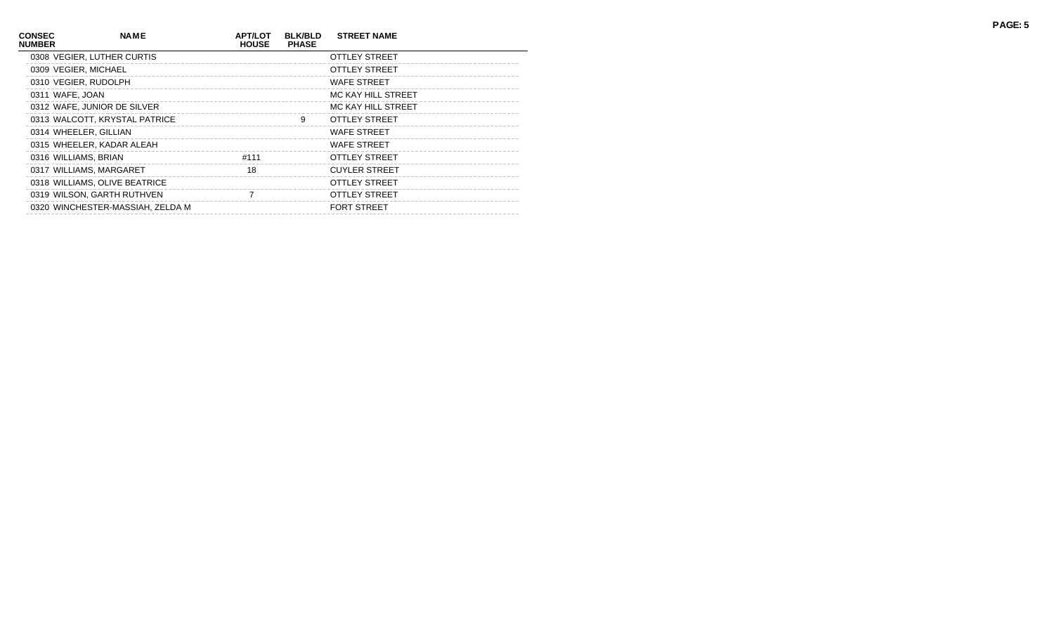| CONSEC NUMBER | NAME | APT/LOT HOUSE | BLK/BLD PHASE | STREET NAME |
|---|---|---|---|---|
| 0308 | VEGIER, LUTHER CURTIS | | | OTTLEY STREET |
| 0309 | VEGIER, MICHAEL | | | OTTLEY STREET |
| 0310 | VEGIER, RUDOLPH | | | WAFE STREET |
| 0311 | WAFE, JOAN | | | MC KAY HILL STREET |
| 0312 | WAFE, JUNIOR DE SILVER | | | MC KAY HILL STREET |
| 0313 | WALCOTT, KRYSTAL PATRICE | | 9 | OTTLEY STREET |
| 0314 | WHEELER, GILLIAN | | | WAFE STREET |
| 0315 | WHEELER, KADAR ALEAH | | | WAFE STREET |
| 0316 | WILLIAMS, BRIAN | #111 | | OTTLEY STREET |
| 0317 | WILLIAMS, MARGARET | 18 | | CUYLER STREET |
| 0318 | WILLIAMS, OLIVE BEATRICE | | | OTTLEY STREET |
| 0319 | WILSON, GARTH RUTHVEN | 7 | | OTTLEY STREET |
| 0320 | WINCHESTER-MASSIAH, ZELDA M | | | FORT STREET |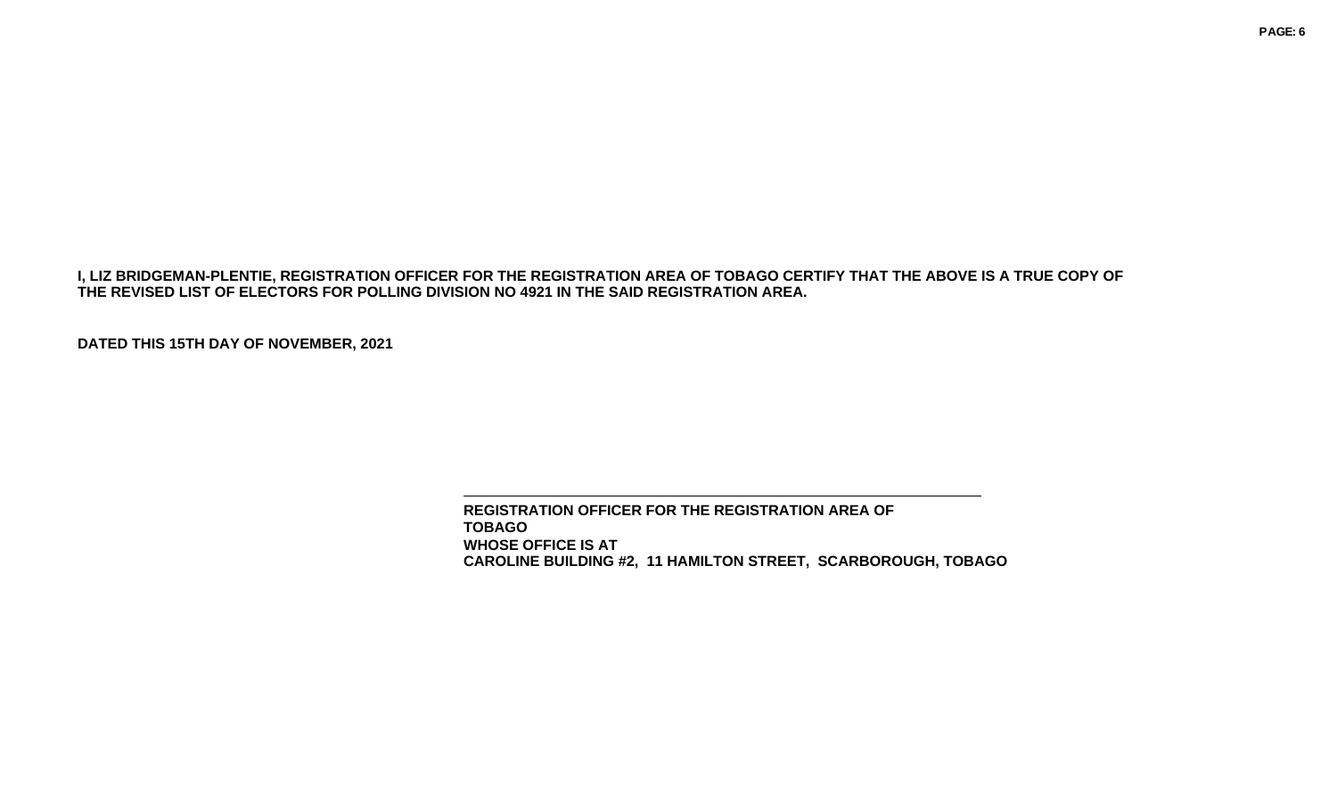**I, LIZ BRIDGEMAN-PLENTIE, REGISTRATION OFFICER FOR THE REGISTRATION AREA OF TOBAGO CERTIFY THAT THE ABOVE IS A TRUE COPY OF THE REVISED LIST OF ELECTORS FOR POLLING DIVISION NO 4921 IN THE SAID REGISTRATION AREA.**

**DATED THIS 15TH DAY OF NOVEMBER, 2021**

---

**REGISTRATION OFFICER FOR THE REGISTRATION AREA OF TOBAGO**
**WHOSE OFFICE IS AT**
**CAROLINE BUILDING #2, 11 HAMILTON STREET, SCARBOROUGH, TOBAGO**